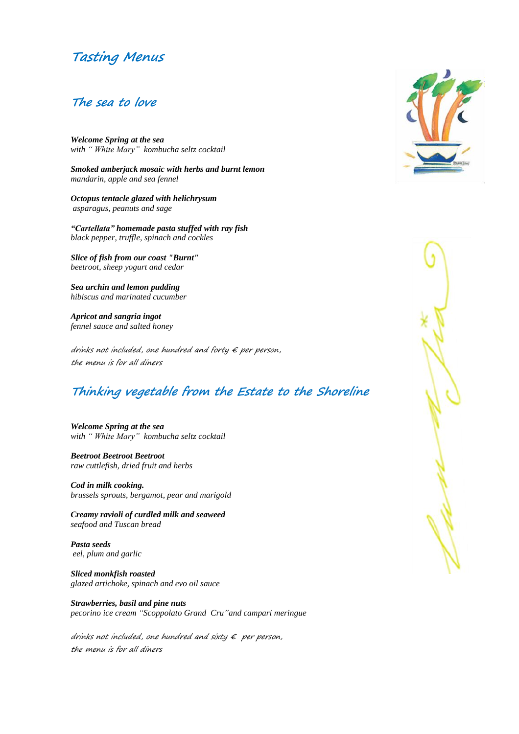# Tasting Menus

## The sea to love

***Welcome Spring at the sea***
*with " White Mary" kombucha seltz cocktail*

***Smoked amberjack mosaic with herbs and burnt lemon***
*mandarin, apple and sea fennel*

***Octopus tentacle glazed with helichrysum***
*asparagus, peanuts and sage*

***"Cartellata" homemade pasta stuffed with ray fish***
*black pepper, truffle, spinach and cockles*

***Slice of fish from our coast "Burnt"***
*beetroot, sheep yogurt and cedar*

***Sea urchin and lemon pudding***
*hibiscus and marinated cucumber*

***Apricot and sangria ingot***
*fennel sauce and salted honey*

*drinks not included, one hundred and forty € per person,*
*the menu is for all diners*

## Thinking vegetable from the Estate to the Shoreline

***Welcome Spring at the sea***
*with " White Mary" kombucha seltz cocktail*

***Beetroot Beetroot Beetroot***
*raw cuttlefish, dried fruit and herbs*

***Cod in milk cooking.***
*brussels sprouts, bergamot, pear and marigold*

***Creamy ravioli of curdled milk and seaweed***
*seafood and Tuscan bread*

***Pasta seeds***
*eel, plum and garlic*

***Sliced monkfish roasted***
*glazed artichoke, spinach and evo oil sauce*

***Strawberries, basil and pine nuts***
*pecorino ice cream "Scoppolato Grand Cru"and campari meringue*

*drinks not included, one hundred and sixty € per person,*
*the menu is for all diners*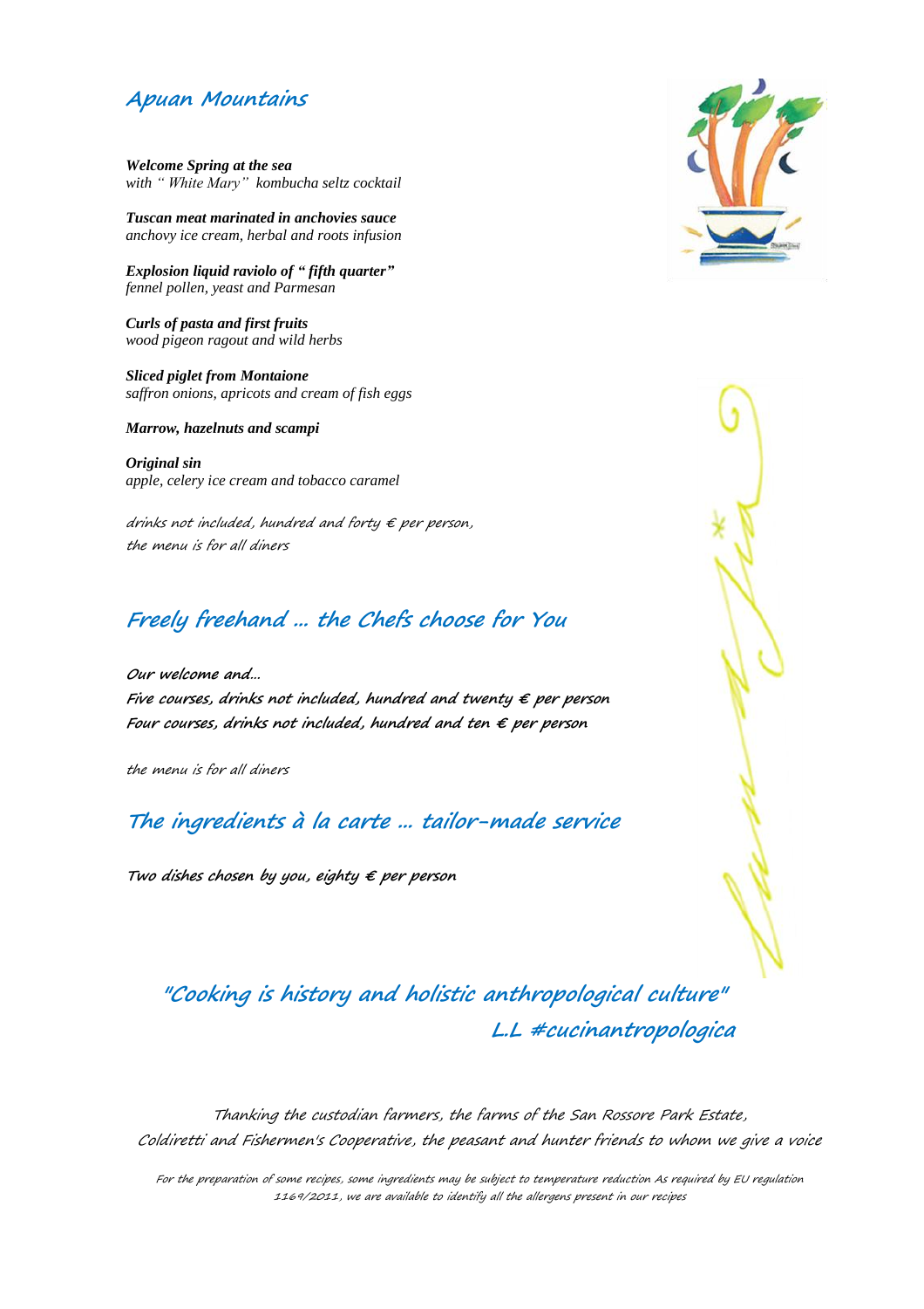## Apuan Mountains

***Welcome Spring at the sea***
*with " White Mary" kombucha seltz cocktail*

***Tuscan meat marinated in anchovies sauce***
*anchovy ice cream, herbal and roots infusion*

***Explosion liquid raviolo of " fifth quarter"***
*fennel pollen, yeast and Parmesan*

***Curls of pasta and first fruits***
*wood pigeon ragout and wild herbs*

***Sliced piglet from Montaione***
*saffron onions, apricots and cream of fish eggs*

***Marrow, hazelnuts and scampi***

***Original sin***
*apple, celery ice cream and tobacco caramel*

*drinks not included, hundred and forty € per person,*
*the menu is for all diners*

## Freely freehand ... the Chefs choose for You

***Our welcome and...***
***Five courses, drinks not included, hundred and twenty € per person***
***Four courses, drinks not included, hundred and ten € per person***

*the menu is for all diners*

## The ingredients à la carte ... tailor-made service

***Two dishes chosen by you, eighty € per person***

*"Cooking is history and holistic anthropological culture"*
*L.L #cucinantropologica*

*Thanking the custodian farmers, the farms of the San Rossore Park Estate,*
*Coldiretti and Fishermen's Cooperative, the peasant and hunter friends to whom we give a voice*

*For the preparation of some recipes, some ingredients may be subject to temperature reduction As required by EU regulation 1169/2011, we are available to identify all the allergens present in our recipes*